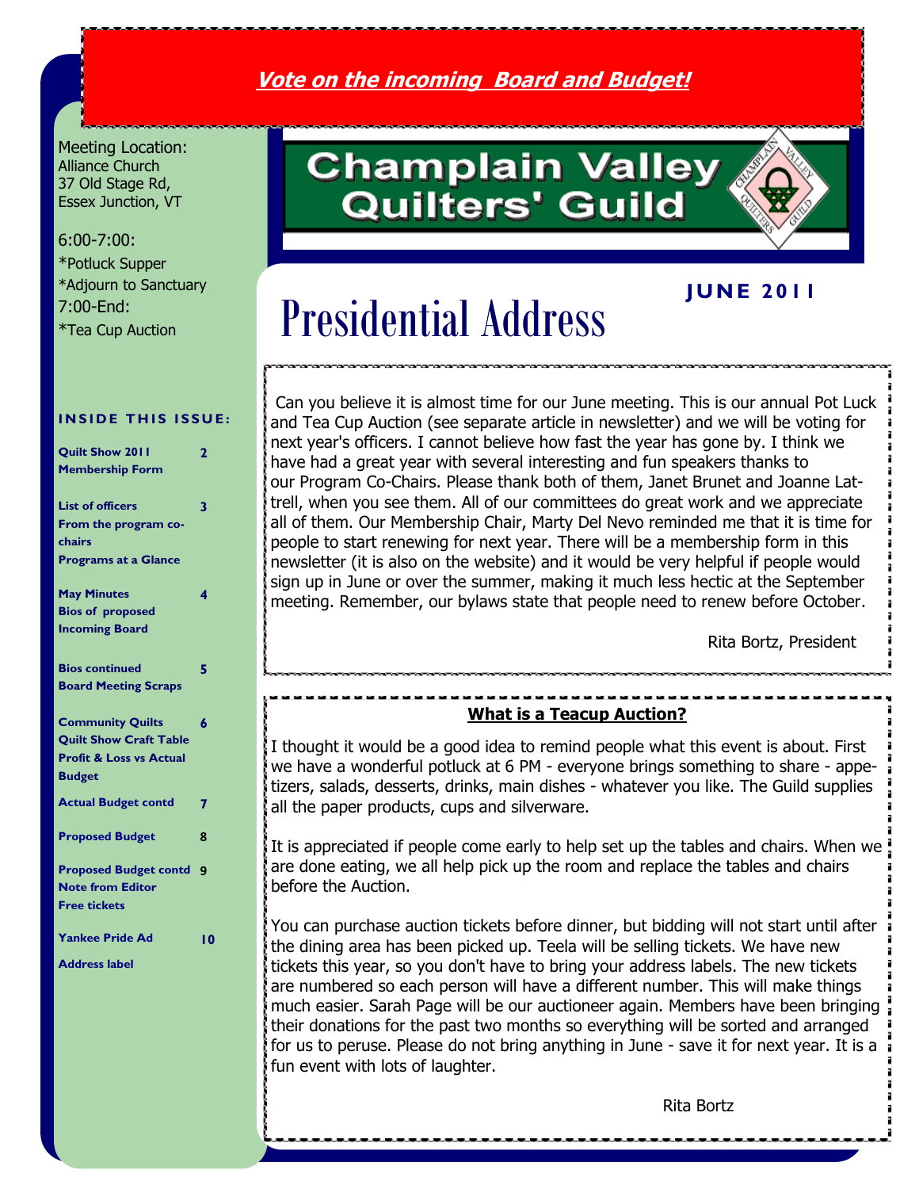**Vote on the incoming Board and Budget!**

# Champlain Valley Quilters' Guild

**JUNE 2011**

Meeting Location:
Alliance Church
37 Old Stage Rd,
Essex Junction, VT

6:00-7:00:
*Potluck Supper
*Adjourn to Sanctuary
7:00-End:
*Tea Cup Auction

**INSIDE THIS ISSUE:**

| | |
|---|---|
| Quilt Show 2011 / Membership Form | 2 |
| List of officers / From the program co-chairs / Programs at a Glance | 3 |
| May Minutes / Bios of proposed Incoming Board | 4 |
| Bios continued / Board Meeting Scraps | 5 |
| Community Quilts / Quilt Show Craft Table / Profit & Loss vs Actual Budget | 6 |
| Actual Budget contd | 7 |
| Proposed Budget | 8 |
| Proposed Budget contd / Note from Editor / Free tickets | 9 |
| Yankee Pride Ad / Address label | 10 |

# Presidential Address

Can you believe it is almost time for our June meeting. This is our annual Pot Luck and Tea Cup Auction (see separate article in newsletter) and we will be voting for next year's officers. I cannot believe how fast the year has gone by. I think we have had a great year with several interesting and fun speakers thanks to our Program Co-Chairs. Please thank both of them, Janet Brunet and Joanne Lattrell, when you see them. All of our committees do great work and we appreciate all of them. Our Membership Chair, Marty Del Nevo reminded me that it is time for people to start renewing for next year. There will be a membership form in this newsletter (it is also on the website) and it would be very helpful if people would sign up in June or over the summer, making it much less hectic at the September meeting. Remember, our bylaws state that people need to renew before October.

Rita Bortz, President

## What is a Teacup Auction?

I thought it would be a good idea to remind people what this event is about. First we have a wonderful potluck at 6 PM - everyone brings something to share - appetizers, salads, desserts, drinks, main dishes - whatever you like. The Guild supplies all the paper products, cups and silverware.

It is appreciated if people come early to help set up the tables and chairs. When we are done eating, we all help pick up the room and replace the tables and chairs before the Auction.

You can purchase auction tickets before dinner, but bidding will not start until after the dining area has been picked up. Teela will be selling tickets. We have new tickets this year, so you don't have to bring your address labels. The new tickets are numbered so each person will have a different number. This will make things much easier. Sarah Page will be our auctioneer again. Members have been bringing their donations for the past two months so everything will be sorted and arranged for us to peruse. Please do not bring anything in June - save it for next year. It is a fun event with lots of laughter.

Rita Bortz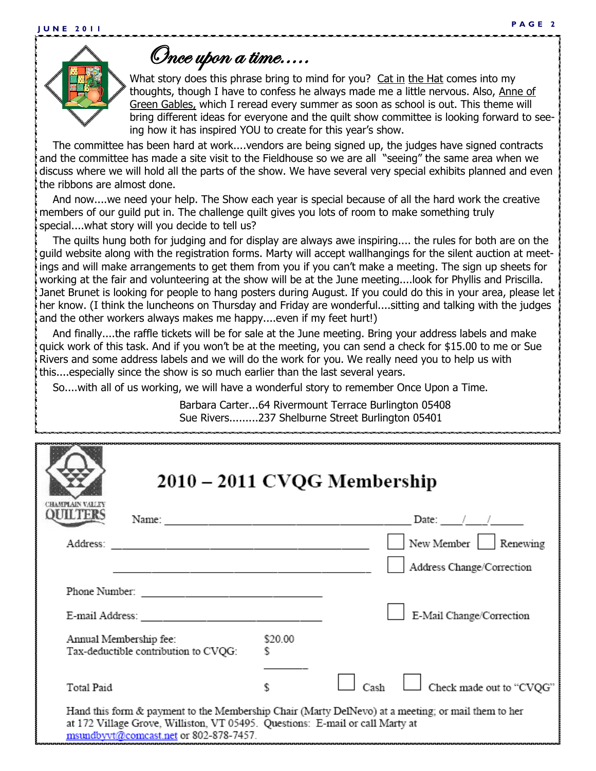# Once upon a time.....

What story does this phrase bring to mind for you? Cat in the Hat comes into my thoughts, though I have to confess he always made me a little nervous. Also, Anne of Green Gables, which I reread every summer as soon as school is out. This theme will bring different ideas for everyone and the quilt show committee is looking forward to seeing how it has inspired YOU to create for this year's show.

The committee has been hard at work....vendors are being signed up, the judges have signed contracts and the committee has made a site visit to the Fieldhouse so we are all "seeing" the same area when we discuss where we will hold all the parts of the show. We have several very special exhibits planned and even the ribbons are almost done.

And now....we need your help. The Show each year is special because of all the hard work the creative members of our guild put in. The challenge quilt gives you lots of room to make something truly special....what story will you decide to tell us?

The quilts hung both for judging and for display are always awe inspiring.... the rules for both are on the guild website along with the registration forms. Marty will accept wallhangings for the silent auction at meetings and will make arrangements to get them from you if you can't make a meeting. The sign up sheets for working at the fair and volunteering at the show will be at the June meeting....look for Phyllis and Priscilla. Janet Brunet is looking for people to hang posters during August. If you could do this in your area, please let her know. (I think the luncheons on Thursday and Friday are wonderful....sitting and talking with the judges and the other workers always makes me happy....even if my feet hurt!)

And finally....the raffle tickets will be for sale at the June meeting. Bring your address labels and make quick work of this task. And if you won't be at the meeting, you can send a check for $15.00 to me or Sue Rivers and some address labels and we will do the work for you. We really need you to help us with this....especially since the show is so much earlier than the last several years.

So....with all of us working, we will have a wonderful story to remember Once Upon a Time.

Barbara Carter...64 Rivermount Terrace Burlington 05408
Sue Rivers.........237 Shelburne Street Burlington 05401

---

CHAMPLAIN VALLEY QUILTERS

## 2010 – 2011 CVQG Membership

Name: ______________________________ Date: ___/___/_____

Address: ______________________________ ☐ New Member ☐ Renewing

______________________________ ☐ Address Change/Correction

Phone Number: ____________________

E-mail Address: ____________________ ☐ E-Mail Change/Correction

Annual Membership fee: $20.00
Tax-deductible contribution to CVQG: $

Total Paid $ ☐ Cash ☐ Check made out to "CVQG"

Hand this form & payment to the Membership Chair (Marty DelNevo) at a meeting; or mail them to her at 172 Village Grove, Williston, VT 05495. Questions: E-mail or call Marty at msundbyvt@comcast.net or 802-878-7457.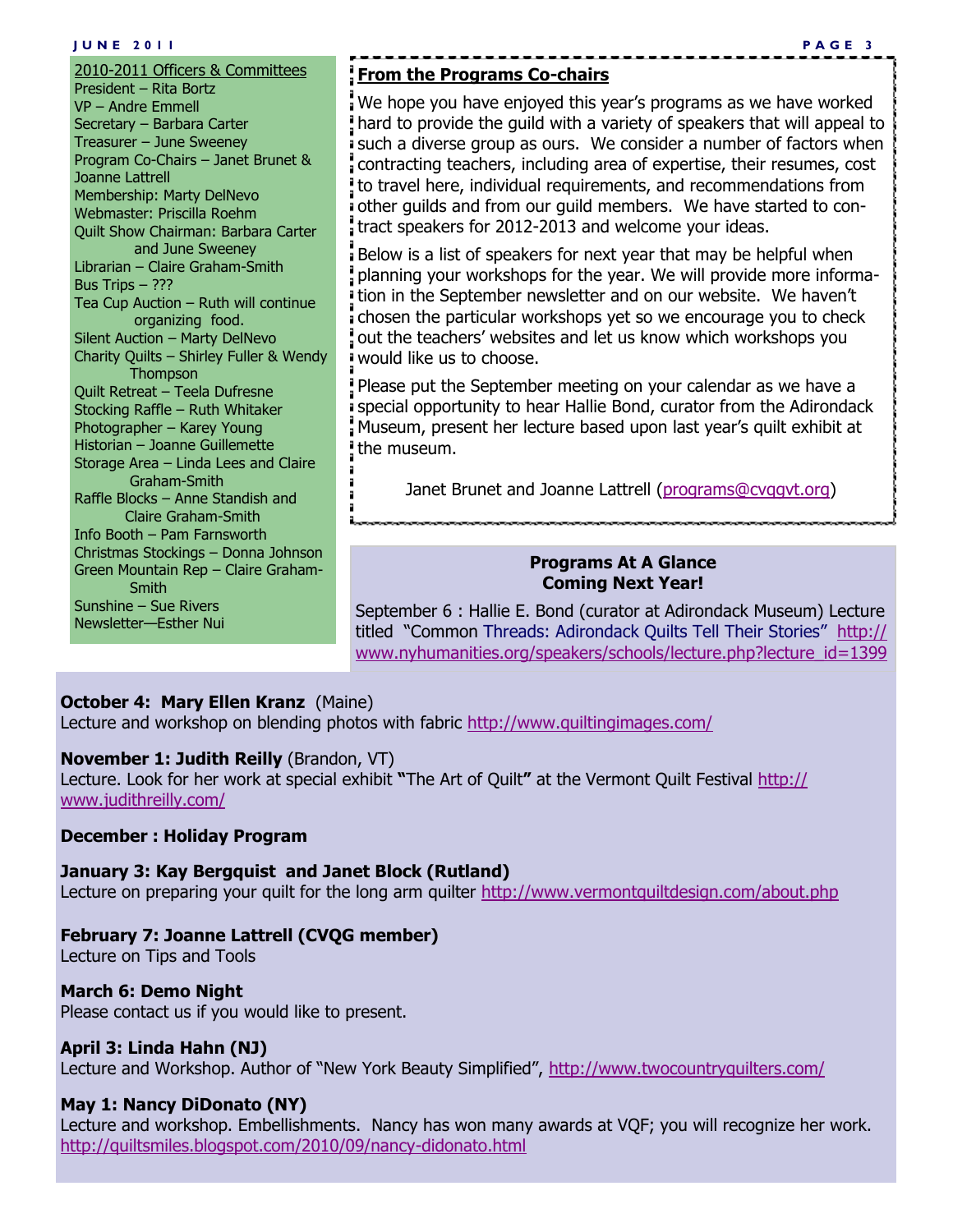## 2010-2011 Officers & Committees

President – Rita Bortz
VP – Andre Emmell
Secretary – Barbara Carter
Treasurer – June Sweeney
Program Co-Chairs – Janet Brunet & Joanne Lattrell
Membership: Marty DelNevo
Webmaster: Priscilla Roehm
Quilt Show Chairman: Barbara Carter and June Sweeney
Librarian – Claire Graham-Smith
Bus Trips – ???
Tea Cup Auction – Ruth will continue organizing food.
Silent Auction – Marty DelNevo
Charity Quilts – Shirley Fuller & Wendy Thompson
Quilt Retreat – Teela Dufresne
Stocking Raffle – Ruth Whitaker
Photographer – Karey Young
Historian – Joanne Guillemette
Storage Area – Linda Lees and Claire Graham-Smith
Raffle Blocks – Anne Standish and Claire Graham-Smith
Info Booth – Pam Farnsworth
Christmas Stockings – Donna Johnson
Green Mountain Rep – Claire Graham-Smith
Sunshine – Sue Rivers
Newsletter—Esther Nui

## From the Programs Co-chairs

We hope you have enjoyed this year's programs as we have worked hard to provide the guild with a variety of speakers that will appeal to such a diverse group as ours. We consider a number of factors when contracting teachers, including area of expertise, their resumes, cost to travel here, individual requirements, and recommendations from other guilds and from our guild members. We have started to contract speakers for 2012-2013 and welcome your ideas.

Below is a list of speakers for next year that may be helpful when planning your workshops for the year. We will provide more information in the September newsletter and on our website. We haven't chosen the particular workshops yet so we encourage you to check out the teachers' websites and let us know which workshops you would like us to choose.

Please put the September meeting on your calendar as we have a special opportunity to hear Hallie Bond, curator from the Adirondack Museum, present her lecture based upon last year's quilt exhibit at the museum.

Janet Brunet and Joanne Lattrell (programs@cvqgvt.org)

## Programs At A Glance Coming Next Year!

September 6 : Hallie E. Bond (curator at Adirondack Museum) Lecture titled "Common Threads: Adirondack Quilts Tell Their Stories" http://www.nyhumanities.org/speakers/schools/lecture.php?lecture_id=1399

**October 4: Mary Ellen Kranz** (Maine)
Lecture and workshop on blending photos with fabric http://www.quiltingimages.com/

**November 1: Judith Reilly** (Brandon, VT)
Lecture. Look for her work at special exhibit **"**The Art of Quilt**"** at the Vermont Quilt Festival http://www.judithreilly.com/

**December : Holiday Program**

**January 3: Kay Bergquist and Janet Block (Rutland)**
Lecture on preparing your quilt for the long arm quilter http://www.vermontquiltdesign.com/about.php

**February 7: Joanne Lattrell (CVQG member)**
Lecture on Tips and Tools

**March 6: Demo Night**
Please contact us if you would like to present.

**April 3: Linda Hahn (NJ)**
Lecture and Workshop. Author of "New York Beauty Simplified", http://www.twocountryquilters.com/

**May 1: Nancy DiDonato (NY)**
Lecture and workshop. Embellishments. Nancy has won many awards at VQF; you will recognize her work. http://quiltsmiles.blogspot.com/2010/09/nancy-didonato.html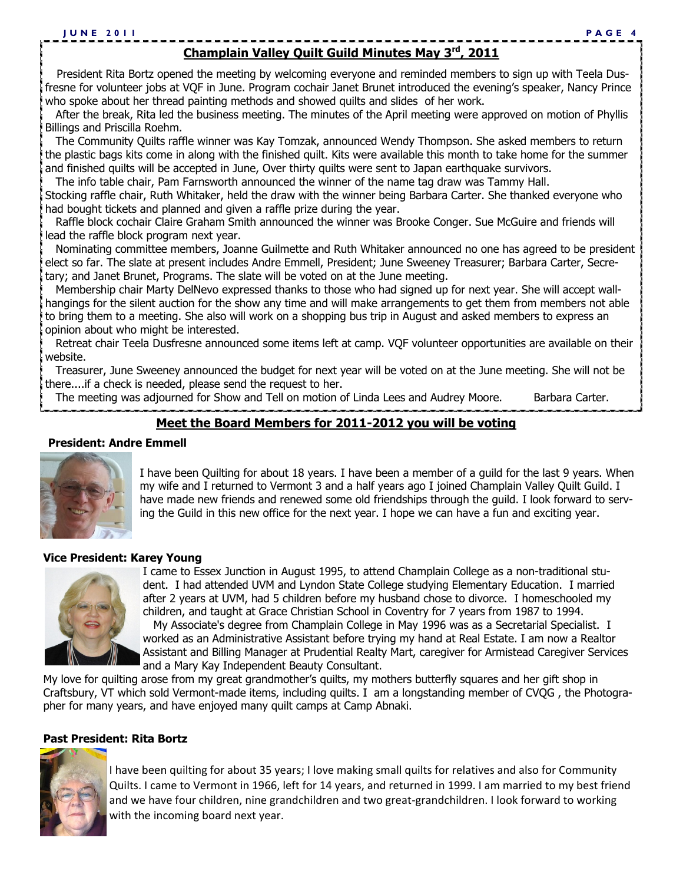## Champlain Valley Quilt Guild Minutes May 3rd, 2011

President Rita Bortz opened the meeting by welcoming everyone and reminded members to sign up with Teela Dusfresne for volunteer jobs at VQF in June. Program cochair Janet Brunet introduced the evening's speaker, Nancy Prince who spoke about her thread painting methods and showed quilts and slides of her work.

After the break, Rita led the business meeting. The minutes of the April meeting were approved on motion of Phyllis Billings and Priscilla Roehm.

The Community Quilts raffle winner was Kay Tomzak, announced Wendy Thompson. She asked members to return the plastic bags kits come in along with the finished quilt. Kits were available this month to take home for the summer and finished quilts will be accepted in June, Over thirty quilts were sent to Japan earthquake survivors.

The info table chair, Pam Farnsworth announced the winner of the name tag draw was Tammy Hall.
Stocking raffle chair, Ruth Whitaker, held the draw with the winner being Barbara Carter. She thanked everyone who had bought tickets and planned and given a raffle prize during the year.

Raffle block cochair Claire Graham Smith announced the winner was Brooke Conger. Sue McGuire and friends will lead the raffle block program next year.

Nominating committee members, Joanne Guilmette and Ruth Whitaker announced no one has agreed to be president elect so far. The slate at present includes Andre Emmell, President; June Sweeney Treasurer; Barbara Carter, Secretary; and Janet Brunet, Programs. The slate will be voted on at the June meeting.

Membership chair Marty DelNevo expressed thanks to those who had signed up for next year. She will accept wall-hangings for the silent auction for the show any time and will make arrangements to get them from members not able to bring them to a meeting. She also will work on a shopping bus trip in August and asked members to express an opinion about who might be interested.

Retreat chair Teela Dusfresne announced some items left at camp. VQF volunteer opportunities are available on their website.

Treasurer, June Sweeney announced the budget for next year will be voted on at the June meeting. She will not be there....if a check is needed, please send the request to her.

The meeting was adjourned for Show and Tell on motion of Linda Lees and Audrey Moore. Barbara Carter.

## Meet the Board Members for 2011-2012 you will be voting

**President: Andre Emmell**

I have been Quilting for about 18 years. I have been a member of a guild for the last 9 years. When my wife and I returned to Vermont 3 and a half years ago I joined Champlain Valley Quilt Guild. I have made new friends and renewed some old friendships through the guild. I look forward to serving the Guild in this new office for the next year. I hope we can have a fun and exciting year.

**Vice President: Karey Young**

I came to Essex Junction in August 1995, to attend Champlain College as a non-traditional student. I had attended UVM and Lyndon State College studying Elementary Education. I married after 2 years at UVM, had 5 children before my husband chose to divorce. I homeschooled my children, and taught at Grace Christian School in Coventry for 7 years from 1987 to 1994.

My Associate's degree from Champlain College in May 1996 was as a Secretarial Specialist. I worked as an Administrative Assistant before trying my hand at Real Estate. I am now a Realtor Assistant and Billing Manager at Prudential Realty Mart, caregiver for Armistead Caregiver Services and a Mary Kay Independent Beauty Consultant.

My love for quilting arose from my great grandmother's quilts, my mothers butterfly squares and her gift shop in Craftsbury, VT which sold Vermont-made items, including quilts. I am a longstanding member of CVQG , the Photographer for many years, and have enjoyed many quilt camps at Camp Abnaki.

**Past President: Rita Bortz**

I have been quilting for about 35 years; I love making small quilts for relatives and also for Community Quilts. I came to Vermont in 1966, left for 14 years, and returned in 1999. I am married to my best friend and we have four children, nine grandchildren and two great-grandchildren. I look forward to working with the incoming board next year.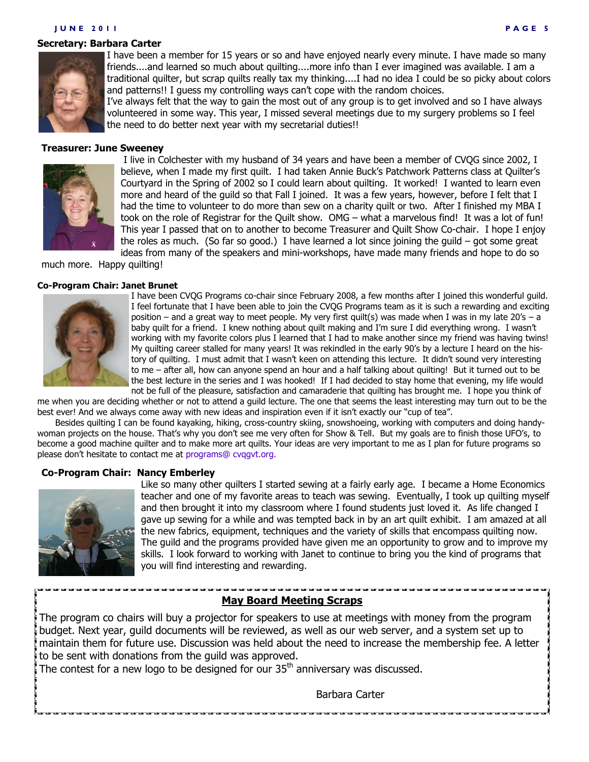**Secretary: Barbara Carter**

I have been a member for 15 years or so and have enjoyed nearly every minute. I have made so many friends....and learned so much about quilting....more info than I ever imagined was available. I am a traditional quilter, but scrap quilts really tax my thinking....I had no idea I could be so picky about colors and patterns!! I guess my controlling ways can't cope with the random choices.

I've always felt that the way to gain the most out of any group is to get involved and so I have always volunteered in some way. This year, I missed several meetings due to my surgery problems so I feel the need to do better next year with my secretarial duties!!

**Treasurer: June Sweeney**

I live in Colchester with my husband of 34 years and have been a member of CVQG since 2002, I believe, when I made my first quilt. I had taken Annie Buck's Patchwork Patterns class at Quilter's Courtyard in the Spring of 2002 so I could learn about quilting. It worked! I wanted to learn even more and heard of the guild so that Fall I joined. It was a few years, however, before I felt that I had the time to volunteer to do more than sew on a charity quilt or two. After I finished my MBA I took on the role of Registrar for the Quilt show. OMG – what a marvelous find! It was a lot of fun! This year I passed that on to another to become Treasurer and Quilt Show Co-chair. I hope I enjoy the roles as much. (So far so good.) I have learned a lot since joining the guild – got some great ideas from many of the speakers and mini-workshops, have made many friends and hope to do so much more. Happy quilting!

**Co-Program Chair: Janet Brunet**

I have been CVQG Programs co-chair since February 2008, a few months after I joined this wonderful guild. I feel fortunate that I have been able to join the CVQG Programs team as it is such a rewarding and exciting position – and a great way to meet people. My very first quilt(s) was made when I was in my late 20's – a baby quilt for a friend. I knew nothing about quilt making and I'm sure I did everything wrong. I wasn't working with my favorite colors plus I learned that I had to make another since my friend was having twins! My quilting career stalled for many years! It was rekindled in the early 90's by a lecture I heard on the history of quilting. I must admit that I wasn't keen on attending this lecture. It didn't sound very interesting to me – after all, how can anyone spend an hour and a half talking about quilting! But it turned out to be the best lecture in the series and I was hooked! If I had decided to stay home that evening, my life would not be full of the pleasure, satisfaction and camaraderie that quilting has brought me. I hope you think of me when you are deciding whether or not to attend a guild lecture. The one that seems the least interesting may turn out to be the best ever! And we always come away with new ideas and inspiration even if it isn't exactly our "cup of tea".

Besides quilting I can be found kayaking, hiking, cross-country skiing, snowshoeing, working with computers and doing handy-woman projects on the house. That's why you don't see me very often for Show & Tell. But my goals are to finish those UFO's, to become a good machine quilter and to make more art quilts. Your ideas are very important to me as I plan for future programs so please don't hesitate to contact me at programs@ cvqgvt.org.

**Co-Program Chair: Nancy Emberley**

Like so many other quilters I started sewing at a fairly early age. I became a Home Economics teacher and one of my favorite areas to teach was sewing. Eventually, I took up quilting myself and then brought it into my classroom where I found students just loved it. As life changed I gave up sewing for a while and was tempted back in by an art quilt exhibit. I am amazed at all the new fabrics, equipment, techniques and the variety of skills that encompass quilting now. The guild and the programs provided have given me an opportunity to grow and to improve my skills. I look forward to working with Janet to continue to bring you the kind of programs that you will find interesting and rewarding.

## May Board Meeting Scraps

The program co chairs will buy a projector for speakers to use at meetings with money from the program budget. Next year, guild documents will be reviewed, as well as our web server, and a system set up to maintain them for future use. Discussion was held about the need to increase the membership fee. A letter to be sent with donations from the guild was approved.

The contest for a new logo to be designed for our 35th anniversary was discussed.

Barbara Carter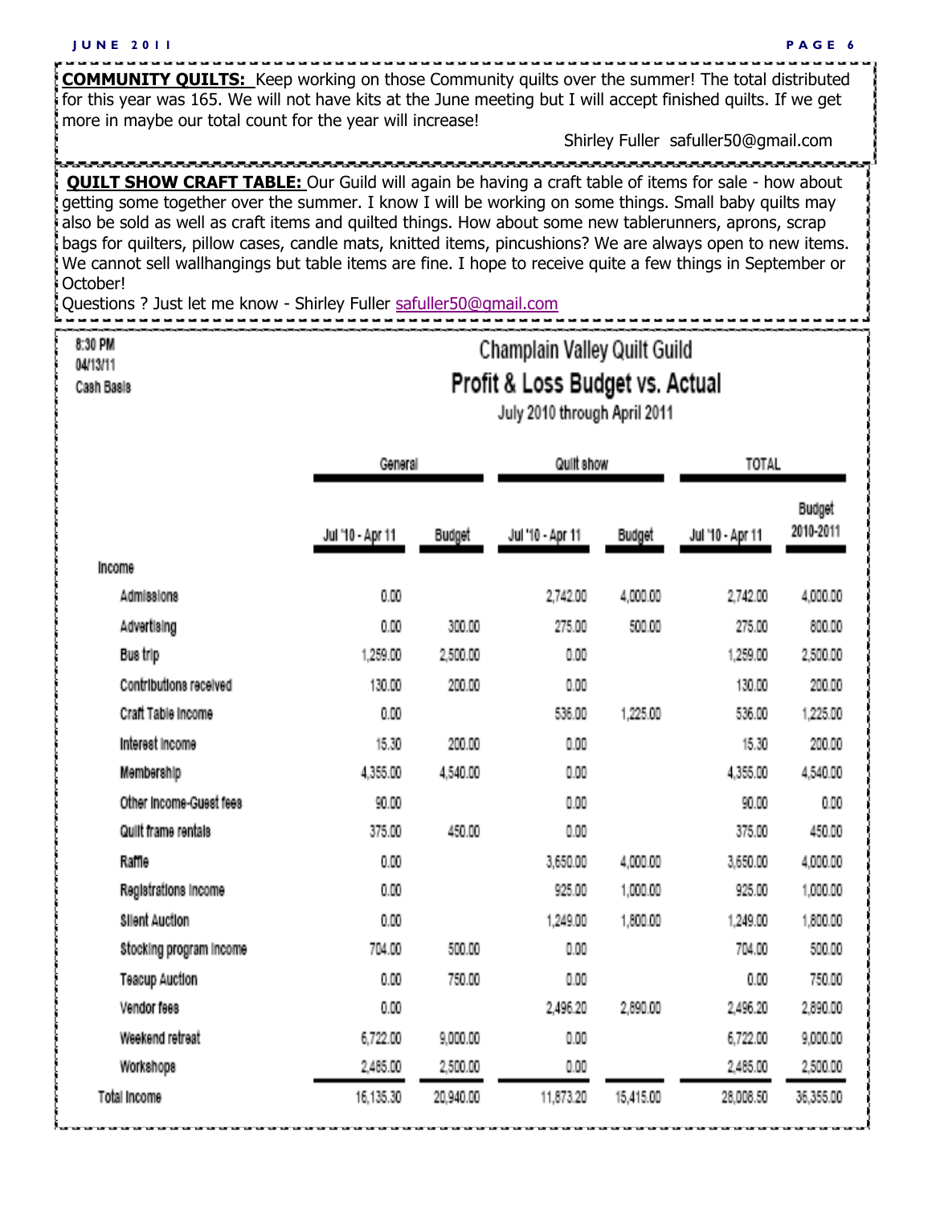**COMMUNITY QUILTS:** Keep working on those Community quilts over the summer! The total distributed for this year was 165. We will not have kits at the June meeting but I will accept finished quilts. If we get more in maybe our total count for the year will increase!

Shirley Fuller safuller50@gmail.com

**QUILT SHOW CRAFT TABLE:** Our Guild will again be having a craft table of items for sale - how about getting some together over the summer. I know I will be working on some things. Small baby quilts may also be sold as well as craft items and quilted things. How about some new tablerunners, aprons, scrap bags for quilters, pillow cases, candle mats, knitted items, pincushions? We are always open to new items. We cannot sell wallhangings but table items are fine. I hope to receive quite a few things in September or October!

Questions ? Just let me know - Shirley Fuller safuller50@gmail.com

8:30 PM
04/13/11
Cash Basis

## Champlain Valley Quilt Guild

### Profit & Loss Budget vs. Actual

July 2010 through April 2011

| | General | | Quilt show | | TOTAL | |
|---|---|---|---|---|---|---|
| | Jul '10 - Apr 11 | Budget | Jul '10 - Apr 11 | Budget | Jul '10 - Apr 11 | Budget 2010-2011 |
| **Income** | | | | | | |
| Admissions | 0.00 | | 2,742.00 | 4,000.00 | 2,742.00 | 4,000.00 |
| Advertising | 0.00 | 300.00 | 275.00 | 500.00 | 275.00 | 800.00 |
| Bus trip | 1,259.00 | 2,500.00 | 0.00 | | 1,259.00 | 2,500.00 |
| Contributions received | 130.00 | 200.00 | 0.00 | | 130.00 | 200.00 |
| Craft Table Income | 0.00 | | 536.00 | 1,225.00 | 536.00 | 1,225.00 |
| Interest Income | 15.30 | 200.00 | 0.00 | | 15.30 | 200.00 |
| Membership | 4,355.00 | 4,540.00 | 0.00 | | 4,355.00 | 4,540.00 |
| Other Income-Guest fees | 90.00 | | 0.00 | | 90.00 | 0.00 |
| Quilt frame rentals | 375.00 | 450.00 | 0.00 | | 375.00 | 450.00 |
| Raffle | 0.00 | | 3,650.00 | 4,000.00 | 3,650.00 | 4,000.00 |
| Registrations Income | 0.00 | | 925.00 | 1,000.00 | 925.00 | 1,000.00 |
| Silent Auction | 0.00 | | 1,249.00 | 1,800.00 | 1,249.00 | 1,800.00 |
| Stocking program Income | 704.00 | 500.00 | 0.00 | | 704.00 | 500.00 |
| Teacup Auction | 0.00 | 750.00 | 0.00 | | 0.00 | 750.00 |
| Vendor fees | 0.00 | | 2,496.20 | 2,890.00 | 2,496.20 | 2,890.00 |
| Weekend retreat | 6,722.00 | 9,000.00 | 0.00 | | 6,722.00 | 9,000.00 |
| Workshops | 2,485.00 | 2,500.00 | 0.00 | | 2,485.00 | 2,500.00 |
| **Total Income** | 16,135.30 | 20,940.00 | 11,873.20 | 15,415.00 | 28,008.50 | 36,355.00 |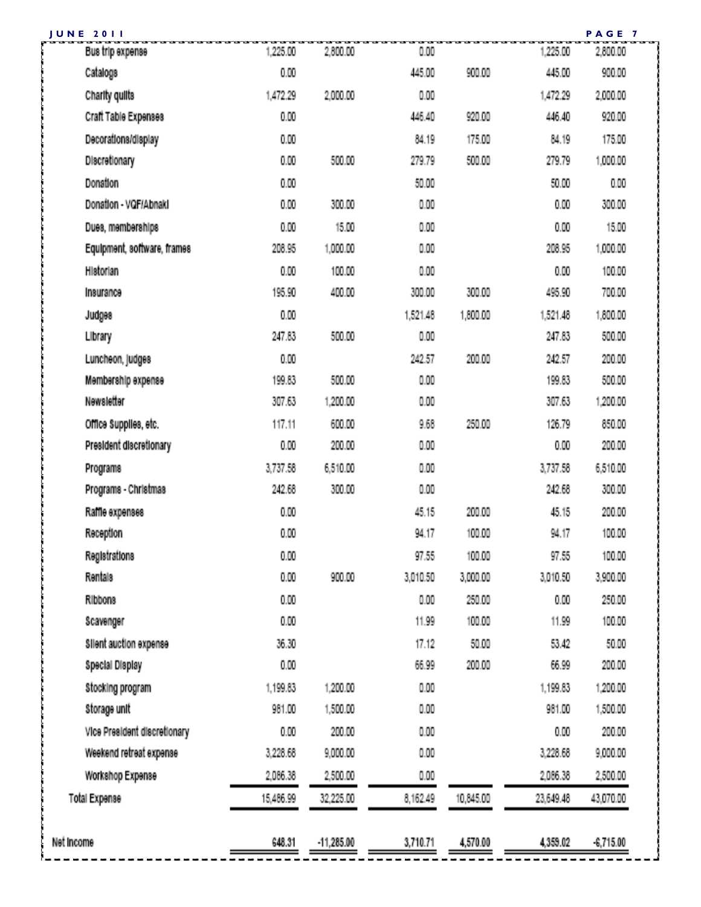| | | | | | | |
|---|---|---|---|---|---|---|
| Bus trip expense | 1,225.00 | 2,800.00 | 0.00 | | 1,225.00 | 2,800.00 |
| Catalogs | 0.00 | | 445.00 | 900.00 | 445.00 | 900.00 |
| Charity quilts | 1,472.29 | 2,000.00 | 0.00 | | 1,472.29 | 2,000.00 |
| Craft Table Expenses | 0.00 | | 446.40 | 920.00 | 446.40 | 920.00 |
| Decorations/display | 0.00 | | 84.19 | 175.00 | 84.19 | 175.00 |
| Discretionary | 0.00 | 500.00 | 279.79 | 500.00 | 279.79 | 1,000.00 |
| Donation | 0.00 | | 50.00 | | 50.00 | 0.00 |
| Donation - VQF/Abnaki | 0.00 | 300.00 | 0.00 | | 0.00 | 300.00 |
| Dues, memberships | 0.00 | 15.00 | 0.00 | | 0.00 | 15.00 |
| Equipment, software, frames | 208.95 | 1,000.00 | 0.00 | | 208.95 | 1,000.00 |
| Historian | 0.00 | 100.00 | 0.00 | | 0.00 | 100.00 |
| Insurance | 195.90 | 400.00 | 300.00 | 300.00 | 495.90 | 700.00 |
| Judges | 0.00 | | 1,521.48 | 1,800.00 | 1,521.48 | 1,800.00 |
| Library | 247.83 | 500.00 | 0.00 | | 247.83 | 500.00 |
| Luncheon, judges | 0.00 | | 242.57 | 200.00 | 242.57 | 200.00 |
| Membership expense | 199.83 | 500.00 | 0.00 | | 199.83 | 500.00 |
| Newsletter | 307.63 | 1,200.00 | 0.00 | | 307.63 | 1,200.00 |
| Office Supplies, etc. | 117.11 | 600.00 | 9.68 | 250.00 | 126.79 | 850.00 |
| President discretionary | 0.00 | 200.00 | 0.00 | | 0.00 | 200.00 |
| Programs | 3,737.58 | 6,510.00 | 0.00 | | 3,737.58 | 6,510.00 |
| Programs - Christmas | 242.68 | 300.00 | 0.00 | | 242.68 | 300.00 |
| Raffle expenses | 0.00 | | 45.15 | 200.00 | 45.15 | 200.00 |
| Reception | 0.00 | | 94.17 | 100.00 | 94.17 | 100.00 |
| Registrations | 0.00 | | 97.55 | 100.00 | 97.55 | 100.00 |
| Rentals | 0.00 | 900.00 | 3,010.50 | 3,000.00 | 3,010.50 | 3,900.00 |
| Ribbons | 0.00 | | 0.00 | 250.00 | 0.00 | 250.00 |
| Scavenger | 0.00 | | 11.99 | 100.00 | 11.99 | 100.00 |
| Silent auction expense | 36.30 | | 17.12 | 50.00 | 53.42 | 50.00 |
| Special Display | 0.00 | | 66.99 | 200.00 | 66.99 | 200.00 |
| Stocking program | 1,199.83 | 1,200.00 | 0.00 | | 1,199.83 | 1,200.00 |
| Storage unit | 981.00 | 1,500.00 | 0.00 | | 981.00 | 1,500.00 |
| Vice President discretionary | 0.00 | 200.00 | 0.00 | | 0.00 | 200.00 |
| Weekend retreat expense | 3,228.68 | 9,000.00 | 0.00 | | 3,228.68 | 9,000.00 |
| Workshop Expense | 2,086.38 | 2,500.00 | 0.00 | | 2,086.38 | 2,500.00 |
| Total Expense | 15,486.99 | 32,225.00 | 8,162.49 | 10,845.00 | 23,649.48 | 43,070.00 |
| Net Income | 648.31 | -11,285.00 | 3,710.71 | 4,570.00 | 4,359.02 | -6,715.00 |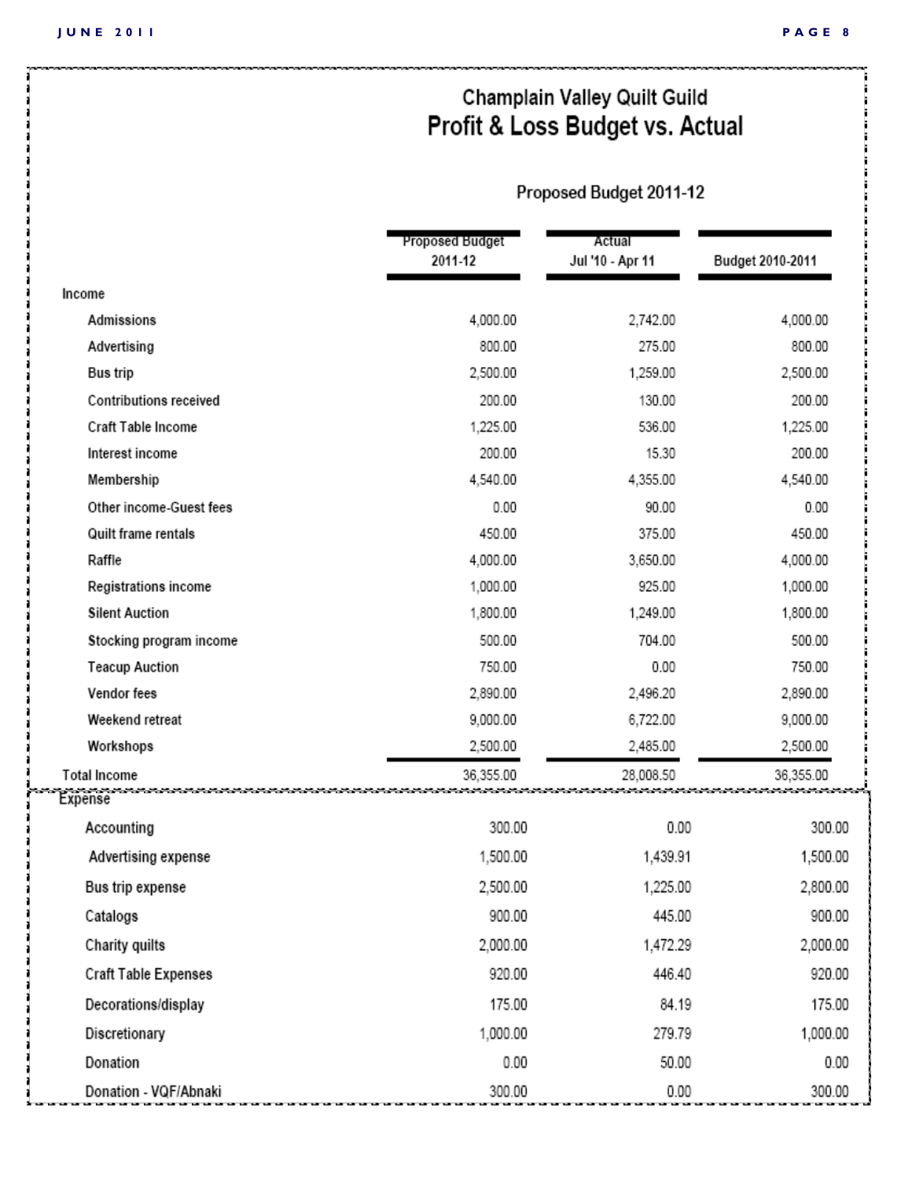## Champlain Valley Quilt Guild

# Profit & Loss Budget vs. Actual

### Proposed Budget 2011-12

| | Proposed Budget 2011-12 | Actual Jul '10 - Apr 11 | Budget 2010-2011 |
|---|---|---|---|
| **Income** | | | |
| Admissions | 4,000.00 | 2,742.00 | 4,000.00 |
| Advertising | 800.00 | 275.00 | 800.00 |
| Bus trip | 2,500.00 | 1,259.00 | 2,500.00 |
| Contributions received | 200.00 | 130.00 | 200.00 |
| Craft Table Income | 1,225.00 | 536.00 | 1,225.00 |
| Interest income | 200.00 | 15.30 | 200.00 |
| Membership | 4,540.00 | 4,355.00 | 4,540.00 |
| Other income-Guest fees | 0.00 | 90.00 | 0.00 |
| Quilt frame rentals | 450.00 | 375.00 | 450.00 |
| Raffle | 4,000.00 | 3,650.00 | 4,000.00 |
| Registrations income | 1,000.00 | 925.00 | 1,000.00 |
| Silent Auction | 1,800.00 | 1,249.00 | 1,800.00 |
| Stocking program income | 500.00 | 704.00 | 500.00 |
| Teacup Auction | 750.00 | 0.00 | 750.00 |
| Vendor fees | 2,890.00 | 2,496.20 | 2,890.00 |
| Weekend retreat | 9,000.00 | 6,722.00 | 9,000.00 |
| Workshops | 2,500.00 | 2,485.00 | 2,500.00 |
| **Total Income** | 36,355.00 | 28,008.50 | 36,355.00 |
| **Expense** | | | |
| Accounting | 300.00 | 0.00 | 300.00 |
| Advertising expense | 1,500.00 | 1,439.91 | 1,500.00 |
| Bus trip expense | 2,500.00 | 1,225.00 | 2,800.00 |
| Catalogs | 900.00 | 445.00 | 900.00 |
| Charity quilts | 2,000.00 | 1,472.29 | 2,000.00 |
| Craft Table Expenses | 920.00 | 446.40 | 920.00 |
| Decorations/display | 175.00 | 84.19 | 175.00 |
| Discretionary | 1,000.00 | 279.79 | 1,000.00 |
| Donation | 0.00 | 50.00 | 0.00 |
| Donation - VQF/Abnaki | 300.00 | 0.00 | 300.00 |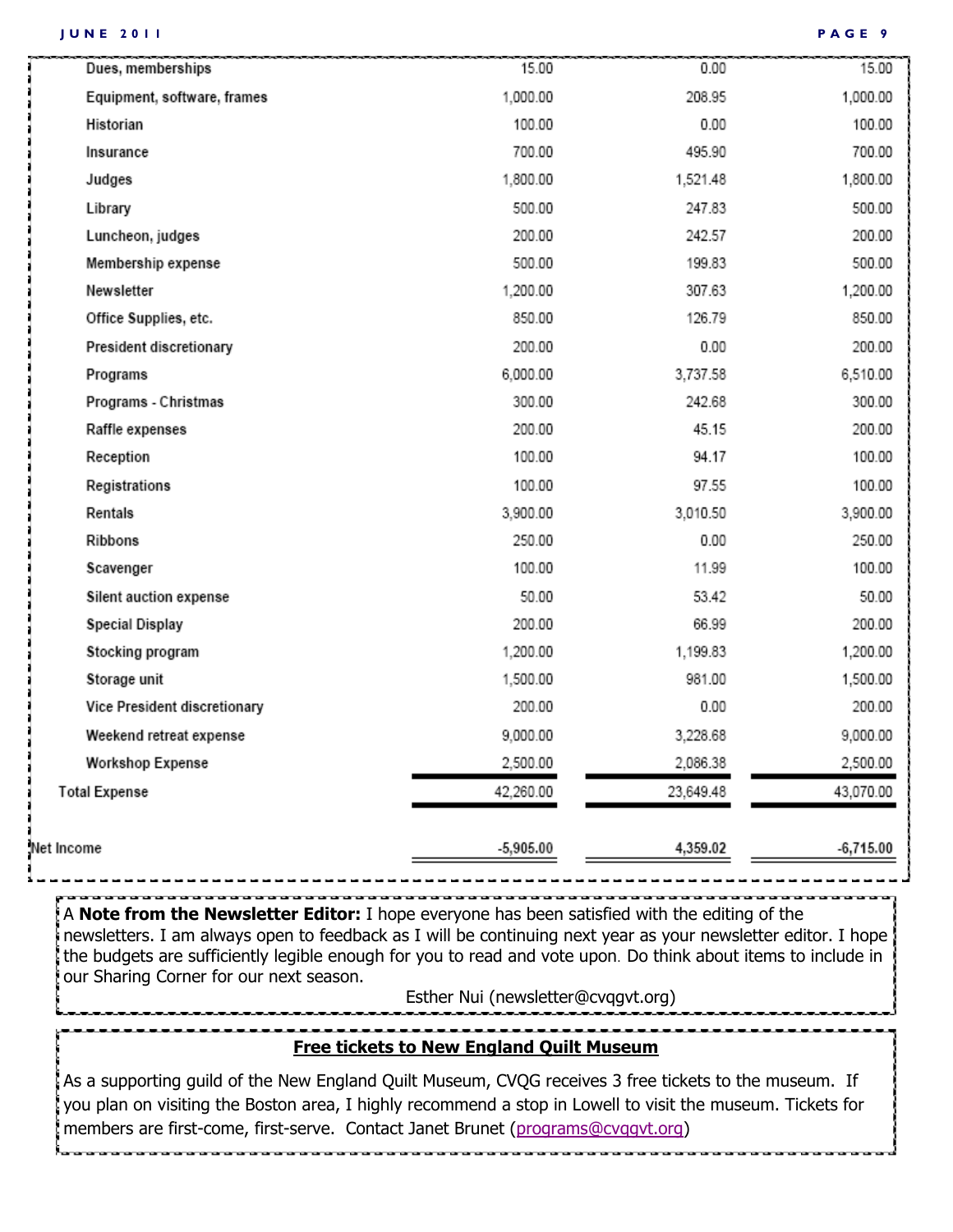| | | | |
|---|---|---|---|
| Dues, memberships | 15.00 | 0.00 | 15.00 |
| Equipment, software, frames | 1,000.00 | 208.95 | 1,000.00 |
| Historian | 100.00 | 0.00 | 100.00 |
| Insurance | 700.00 | 495.90 | 700.00 |
| Judges | 1,800.00 | 1,521.48 | 1,800.00 |
| Library | 500.00 | 247.83 | 500.00 |
| Luncheon, judges | 200.00 | 242.57 | 200.00 |
| Membership expense | 500.00 | 199.83 | 500.00 |
| Newsletter | 1,200.00 | 307.63 | 1,200.00 |
| Office Supplies, etc. | 850.00 | 126.79 | 850.00 |
| President discretionary | 200.00 | 0.00 | 200.00 |
| Programs | 6,000.00 | 3,737.58 | 6,510.00 |
| Programs - Christmas | 300.00 | 242.68 | 300.00 |
| Raffle expenses | 200.00 | 45.15 | 200.00 |
| Reception | 100.00 | 94.17 | 100.00 |
| Registrations | 100.00 | 97.55 | 100.00 |
| Rentals | 3,900.00 | 3,010.50 | 3,900.00 |
| Ribbons | 250.00 | 0.00 | 250.00 |
| Scavenger | 100.00 | 11.99 | 100.00 |
| Silent auction expense | 50.00 | 53.42 | 50.00 |
| Special Display | 200.00 | 66.99 | 200.00 |
| Stocking program | 1,200.00 | 1,199.83 | 1,200.00 |
| Storage unit | 1,500.00 | 981.00 | 1,500.00 |
| Vice President discretionary | 200.00 | 0.00 | 200.00 |
| Weekend retreat expense | 9,000.00 | 3,228.68 | 9,000.00 |
| Workshop Expense | 2,500.00 | 2,086.38 | 2,500.00 |
| Total Expense | 42,260.00 | 23,649.48 | 43,070.00 |
| Net Income | -5,905.00 | 4,359.02 | -6,715.00 |

A **Note from the Newsletter Editor:** I hope everyone has been satisfied with the editing of the newsletters. I am always open to feedback as I will be continuing next year as your newsletter editor. I hope the budgets are sufficiently legible enough for you to read and vote upon. Do think about items to include in our Sharing Corner for our next season.

Esther Nui (newsletter@cvqgvt.org)

## Free tickets to New England Quilt Museum

As a supporting guild of the New England Quilt Museum, CVQG receives 3 free tickets to the museum. If you plan on visiting the Boston area, I highly recommend a stop in Lowell to visit the museum. Tickets for members are first-come, first-serve. Contact Janet Brunet (programs@cvqgvt.org)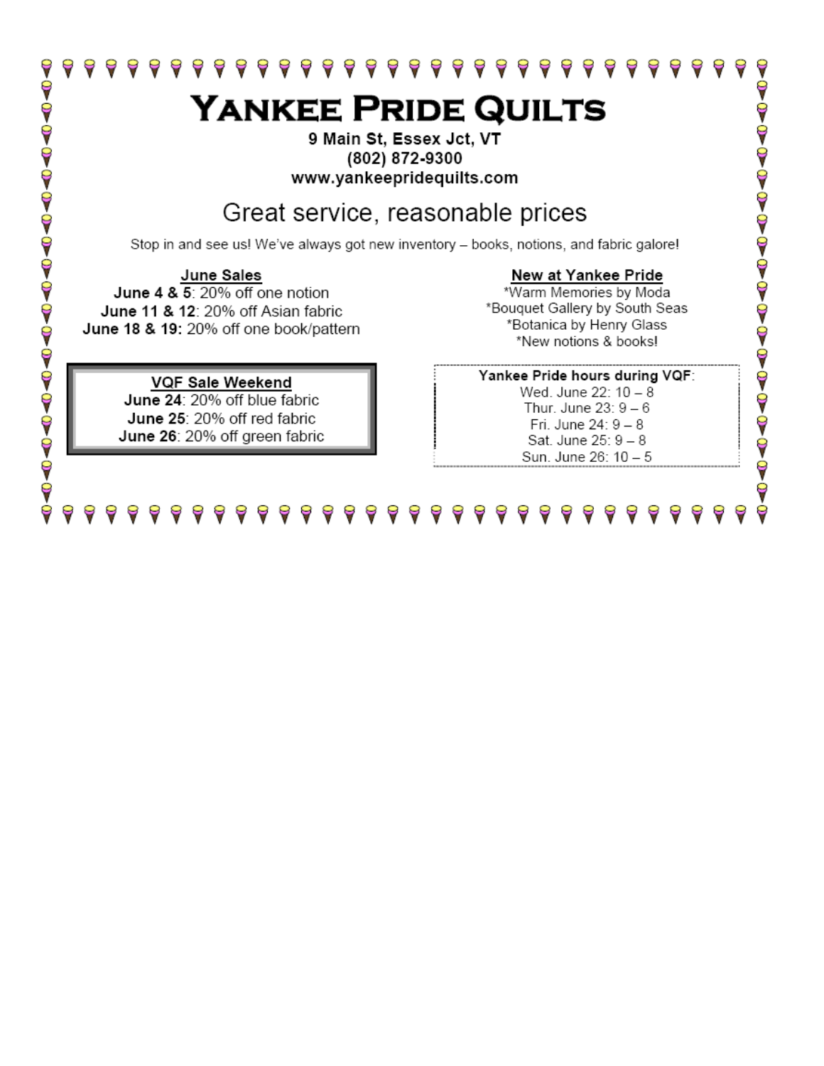# YANKEE PRIDE QUILTS

**9 Main St, Essex Jct, VT**
**(802) 872-9300**
**www.yankeepridequilts.com**

## Great service, reasonable prices

Stop in and see us! We've always got new inventory – books, notions, and fabric galore!

### June Sales

**June 4 & 5**: 20% off one notion
**June 11 & 12**: 20% off Asian fabric
**June 18 & 19:** 20% off one book/pattern

### New at Yankee Pride

*Warm Memories by Moda
*Bouquet Gallery by South Seas
*Botanica by Henry Glass
*New notions & books!

### VQF Sale Weekend

**June 24**: 20% off blue fabric
**June 25**: 20% off red fabric
**June 26**: 20% off green fabric

**Yankee Pride hours during VQF**:

Wed. June 22: 10 – 8
Thur. June 23: 9 – 6
Fri. June 24: 9 – 8
Sat. June 25: 9 – 8
Sun. June 26: 10 – 5